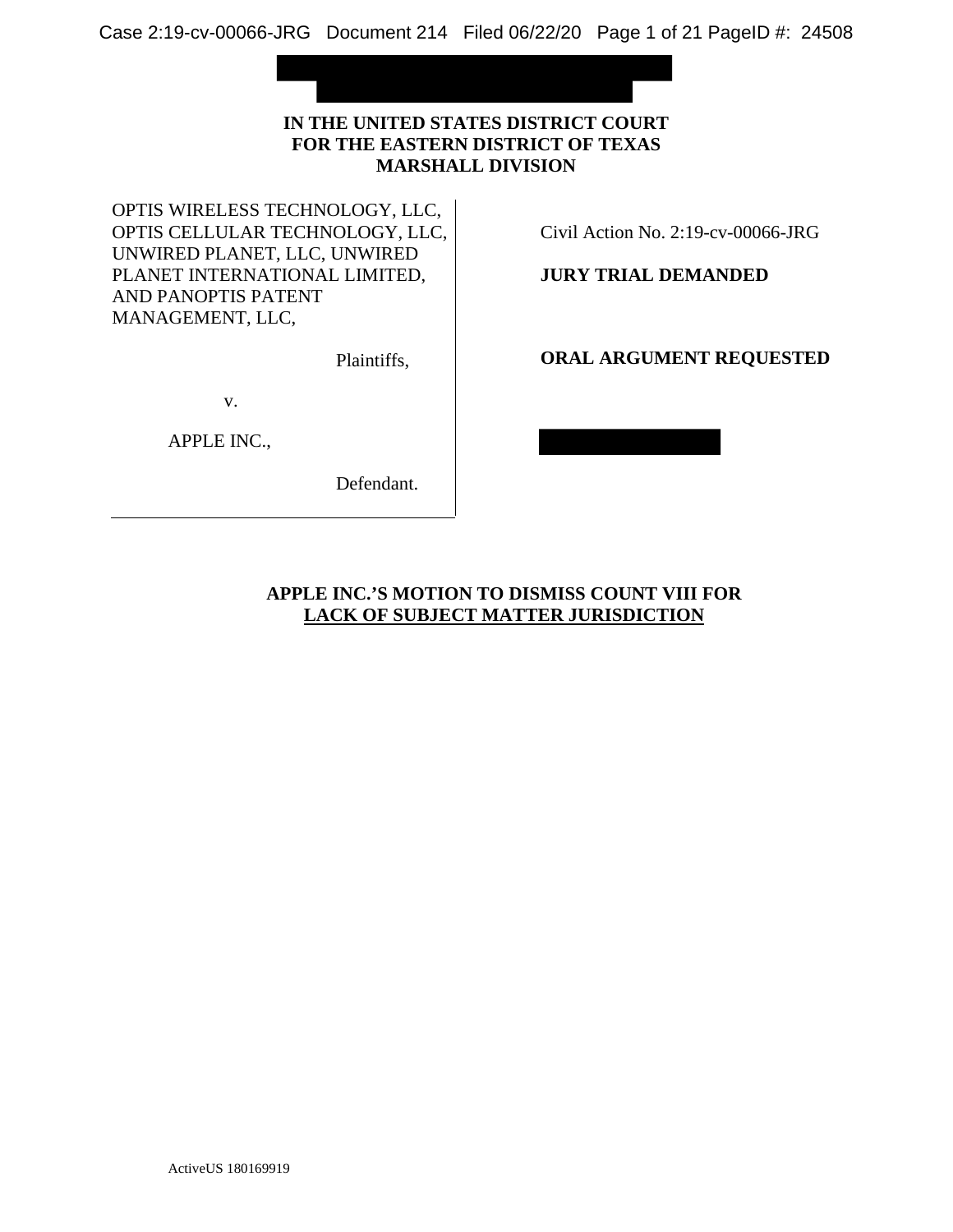**IN THE UNITED STATES DISTRICT COURT**
**FOR THE EASTERN DISTRICT OF TEXAS**
**MARSHALL DIVISION**

| | |
|---|---|
| OPTIS WIRELESS TECHNOLOGY, LLC, OPTIS CELLULAR TECHNOLOGY, LLC, UNWIRED PLANET, LLC, UNWIRED PLANET INTERNATIONAL LIMITED, AND PANOPTIS PATENT MANAGEMENT, LLC, | Civil Action No. 2:19-cv-00066-JRG |
| Plaintiffs, | **JURY TRIAL DEMANDED** |
| v. | **ORAL ARGUMENT REQUESTED** |
| APPLE INC., | |
| Defendant. | |

# APPLE INC.'S MOTION TO DISMISS COUNT VIII FOR LACK OF SUBJECT MATTER JURISDICTION

ActiveUS 180169919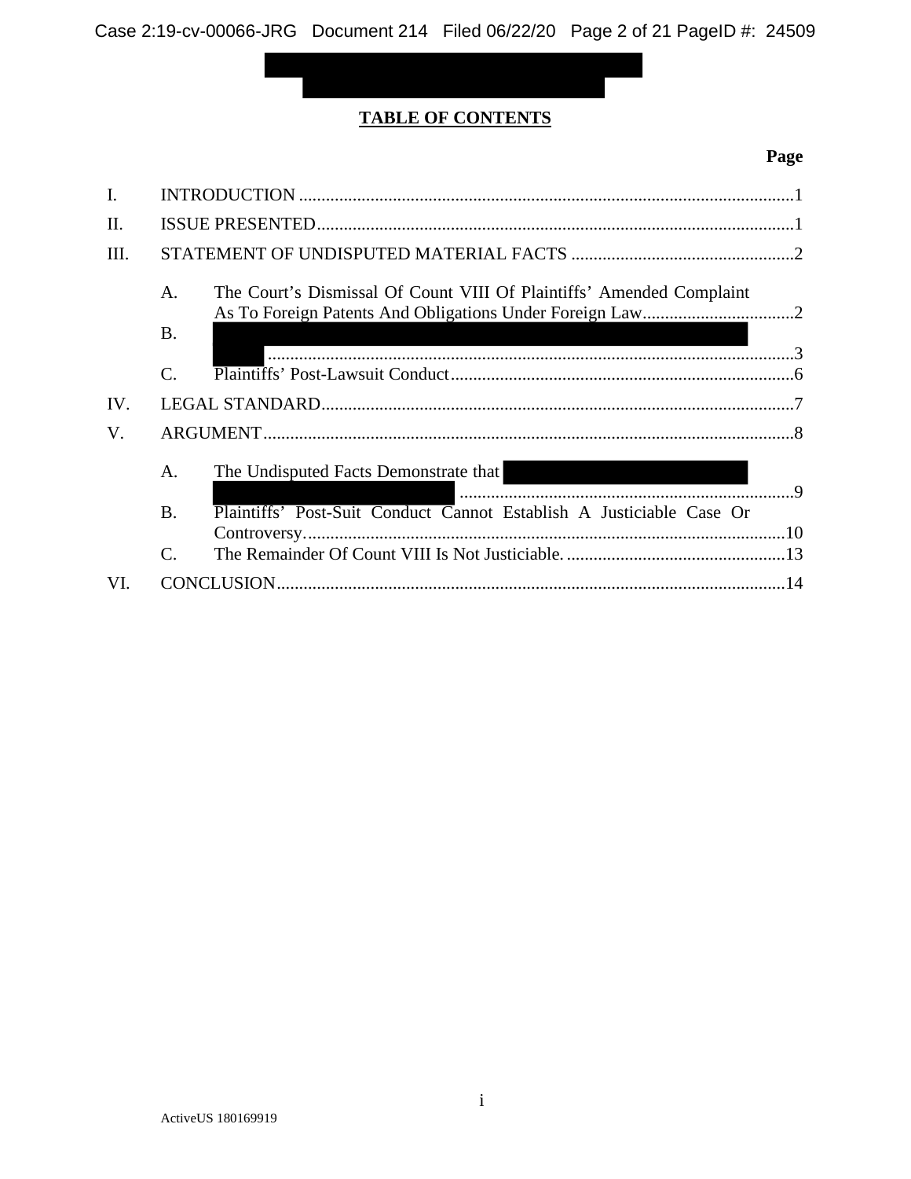## TABLE OF CONTENTS

**Page**

I. INTRODUCTION ....................................................................................................1

II. ISSUE PRESENTED.................................................................................................1

III. STATEMENT OF UNDISPUTED MATERIAL FACTS ..........................................2

A. The Court's Dismissal Of Count VIII Of Plaintiffs' Amended Complaint As To Foreign Patents And Obligations Under Foreign Law..................................2

B. [REDACTED] ....................................................................................3

C. Plaintiffs' Post-Lawsuit Conduct.............................................................................6

IV. LEGAL STANDARD.................................................................................................7

V. ARGUMENT.............................................................................................................8

A. The Undisputed Facts Demonstrate that [REDACTED] ....................................................................9

B. Plaintiffs' Post-Suit Conduct Cannot Establish A Justiciable Case Or Controversy...........................................................................................................10

C. The Remainder Of Count VIII Is Not Justiciable. ..................................................13

VI. CONCLUSION........................................................................................................14

ActiveUS 180169919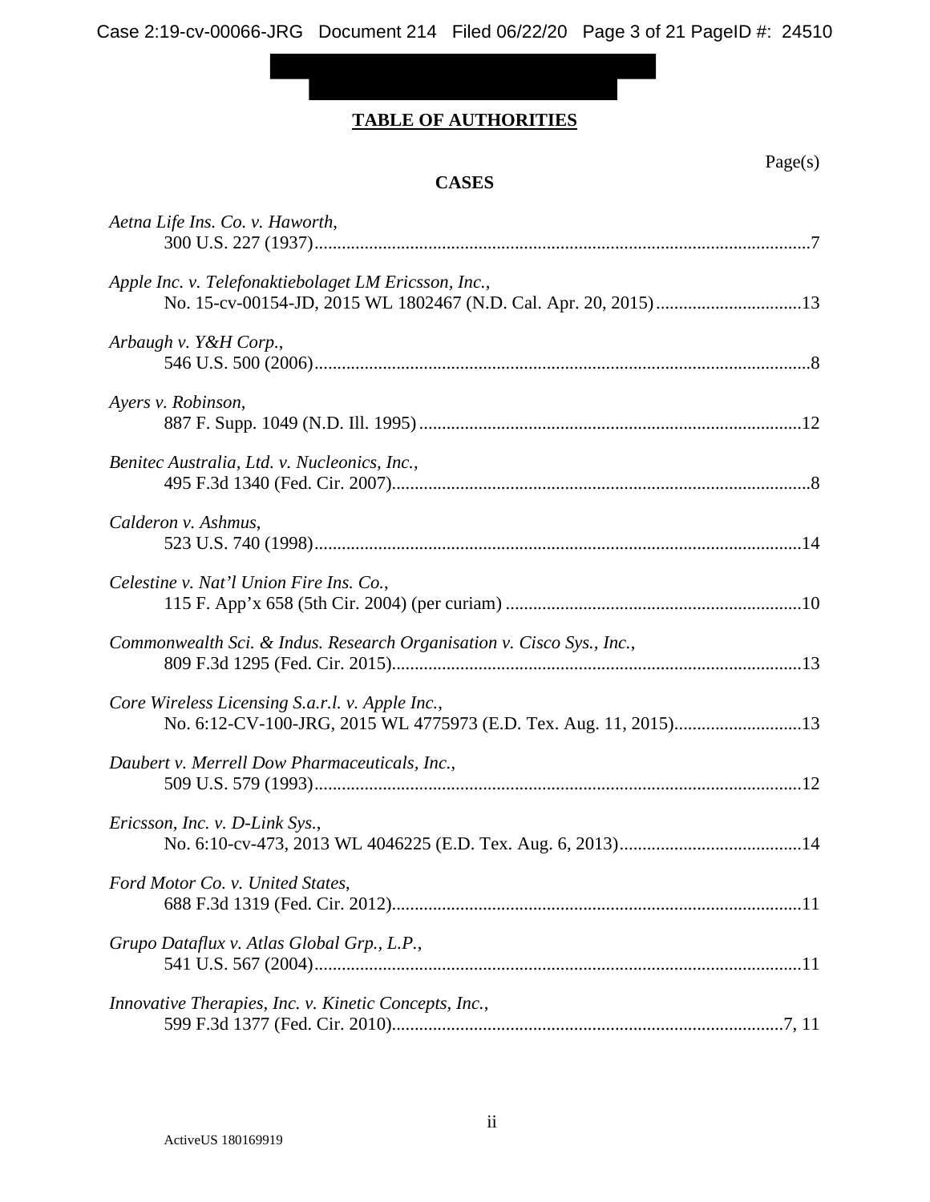## TABLE OF AUTHORITIES

Page(s)

**CASES**

*Aetna Life Ins. Co. v. Haworth*,
300 U.S. 227 (1937)....................................................................................................................7

*Apple Inc. v. Telefonaktiebolaget LM Ericsson, Inc.*,
No. 15-cv-00154-JD, 2015 WL 1802467 (N.D. Cal. Apr. 20, 2015)................................13

*Arbaugh v. Y&H Corp.*,
546 U.S. 500 (2006)....................................................................................................................8

*Ayers v. Robinson*,
887 F. Supp. 1049 (N.D. Ill. 1995)...................................................................................12

*Benitec Australia, Ltd. v. Nucleonics, Inc.*,
495 F.3d 1340 (Fed. Cir. 2007)...........................................................................................8

*Calderon v. Ashmus*,
523 U.S. 740 (1998)..................................................................................................................14

*Celestine v. Nat'l Union Fire Ins. Co.*,
115 F. App'x 658 (5th Cir. 2004) (per curiam)................................................................10

*Commonwealth Sci. & Indus. Research Organisation v. Cisco Sys., Inc.*,
809 F.3d 1295 (Fed. Cir. 2015).........................................................................................13

*Core Wireless Licensing S.a.r.l. v. Apple Inc.*,
No. 6:12-CV-100-JRG, 2015 WL 4775973 (E.D. Tex. Aug. 11, 2015)............................13

*Daubert v. Merrell Dow Pharmaceuticals, Inc.*,
509 U.S. 579 (1993)..................................................................................................................12

*Ericsson, Inc. v. D-Link Sys.*,
No. 6:10-cv-473, 2013 WL 4046225 (E.D. Tex. Aug. 6, 2013)........................................14

*Ford Motor Co. v. United States*,
688 F.3d 1319 (Fed. Cir. 2012).........................................................................................11

*Grupo Dataflux v. Atlas Global Grp., L.P.*,
541 U.S. 567 (2004)..................................................................................................................11

*Innovative Therapies, Inc. v. Kinetic Concepts, Inc.*,
599 F.3d 1377 (Fed. Cir. 2010).....................................................................................7, 11

ActiveUS 180169919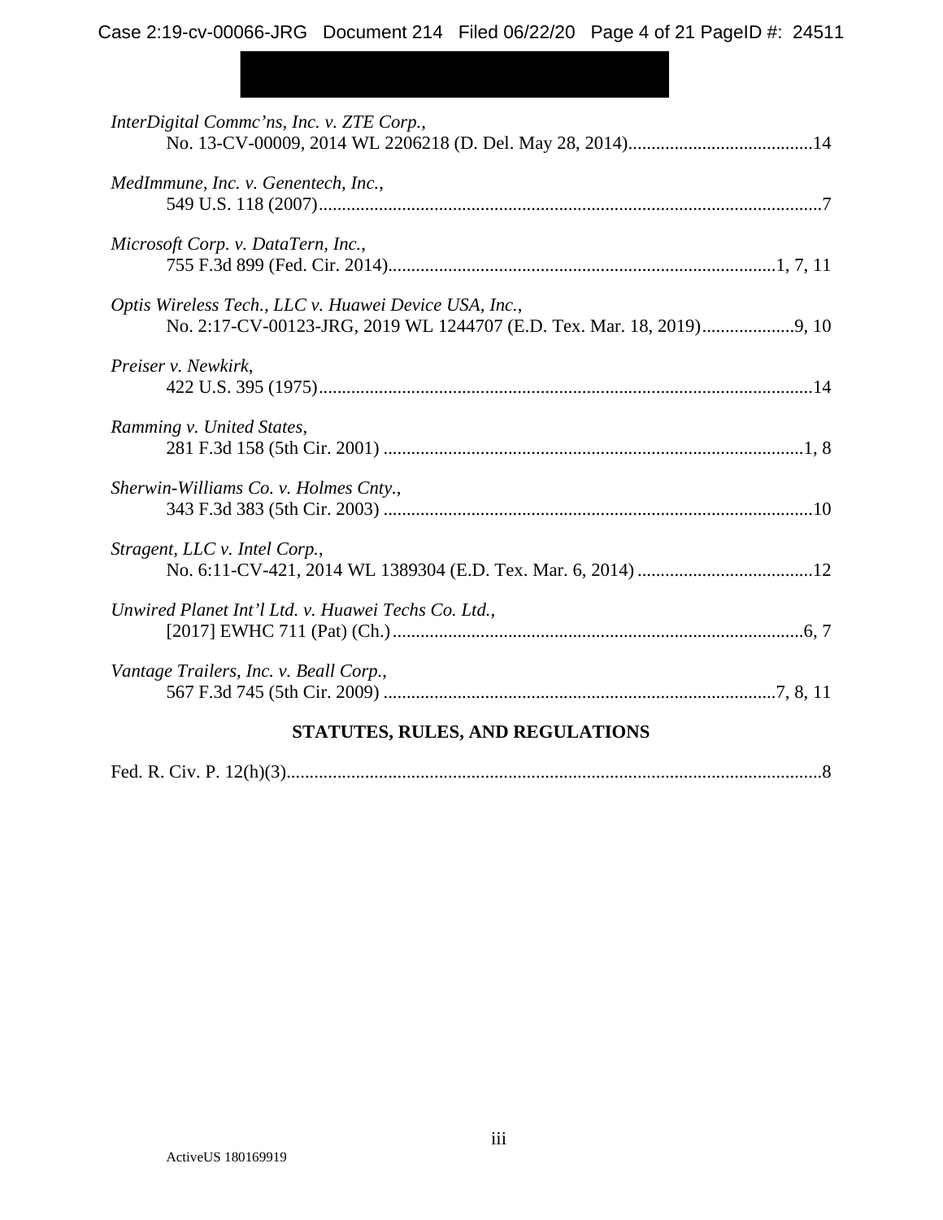*InterDigital Commc'ns, Inc. v. ZTE Corp.*,
No. 13-CV-00009, 2014 WL 2206218 (D. Del. May 28, 2014)........................................14

*MedImmune, Inc. v. Genentech, Inc.*,
549 U.S. 118 (2007)............................................................................................................7

*Microsoft Corp. v. DataTern, Inc.*,
755 F.3d 899 (Fed. Cir. 2014)...................................................................................1, 7, 11

*Optis Wireless Tech., LLC v. Huawei Device USA, Inc.*,
No. 2:17-CV-00123-JRG, 2019 WL 1244707 (E.D. Tex. Mar. 18, 2019)....................9, 10

*Preiser v. Newkirk*,
422 U.S. 395 (1975)..........................................................................................................14

*Ramming v. United States*,
281 F.3d 158 (5th Cir. 2001) ..........................................................................................1, 8

*Sherwin-Williams Co. v. Holmes Cnty.*,
343 F.3d 383 (5th Cir. 2003) ............................................................................................10

*Stragent, LLC v. Intel Corp.*,
No. 6:11-CV-421, 2014 WL 1389304 (E.D. Tex. Mar. 6, 2014) ......................................12

*Unwired Planet Int'l Ltd. v. Huawei Techs Co. Ltd.*,
[2017] EWHC 711 (Pat) (Ch.).........................................................................................6, 7

*Vantage Trailers, Inc. v. Beall Corp.*,
567 F.3d 745 (5th Cir. 2009) ....................................................................................7, 8, 11

**STATUTES, RULES, AND REGULATIONS**

Fed. R. Civ. P. 12(h)(3)..........................................................................................................8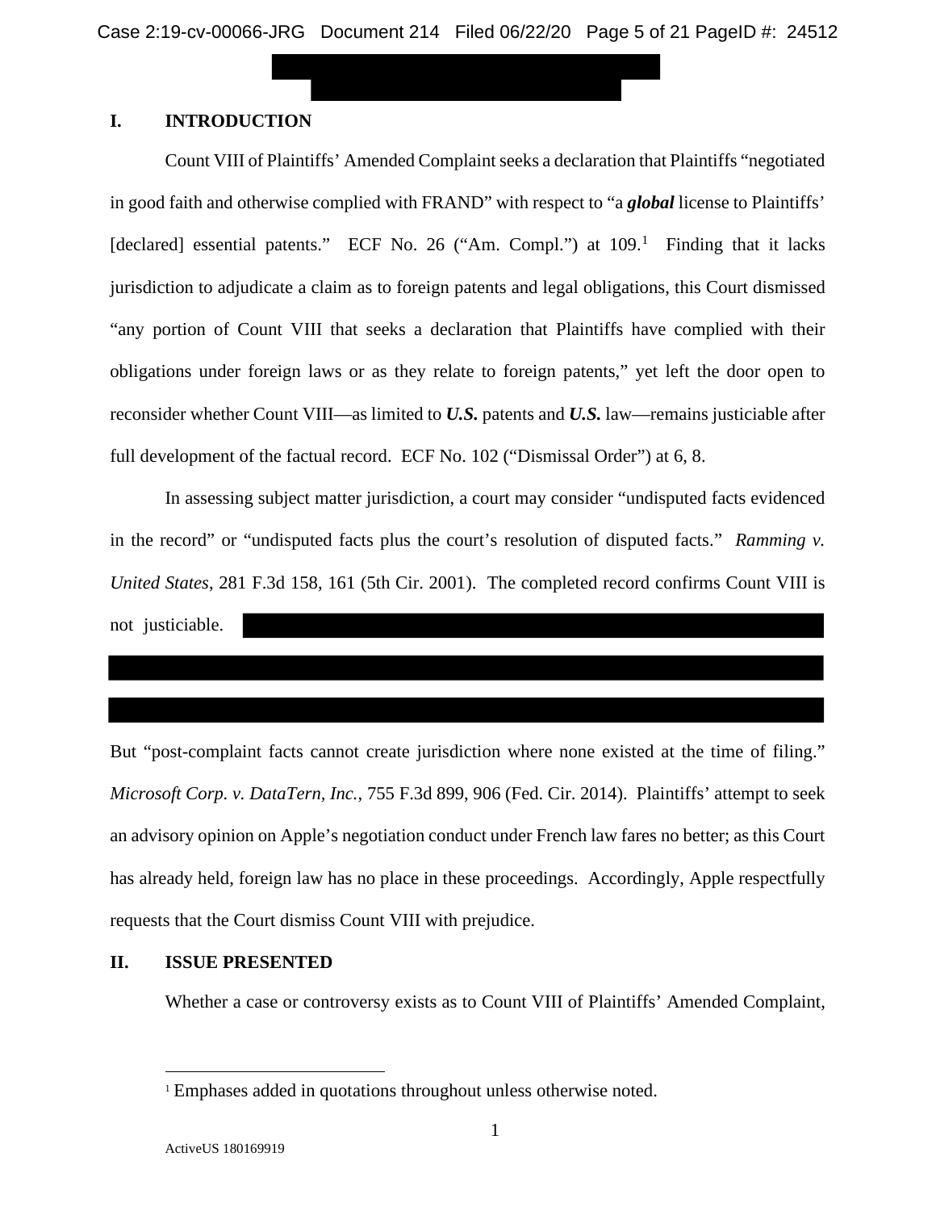## I. INTRODUCTION

Count VIII of Plaintiffs' Amended Complaint seeks a declaration that Plaintiffs "negotiated in good faith and otherwise complied with FRAND" with respect to "a ***global*** license to Plaintiffs' [declared] essential patents." ECF No. 26 ("Am. Compl.") at 109.[1] Finding that it lacks jurisdiction to adjudicate a claim as to foreign patents and legal obligations, this Court dismissed "any portion of Count VIII that seeks a declaration that Plaintiffs have complied with their obligations under foreign laws or as they relate to foreign patents," yet left the door open to reconsider whether Count VIII—as limited to ***U.S.*** patents and ***U.S.*** law—remains justiciable after full development of the factual record. ECF No. 102 ("Dismissal Order") at 6, 8.

In assessing subject matter jurisdiction, a court may consider "undisputed facts evidenced in the record" or "undisputed facts plus the court's resolution of disputed facts." *Ramming v. United States*, 281 F.3d 158, 161 (5th Cir. 2001). The completed record confirms Count VIII is not justiciable.

But "post-complaint facts cannot create jurisdiction where none existed at the time of filing." *Microsoft Corp. v. DataTern, Inc.*, 755 F.3d 899, 906 (Fed. Cir. 2014). Plaintiffs' attempt to seek an advisory opinion on Apple's negotiation conduct under French law fares no better; as this Court has already held, foreign law has no place in these proceedings. Accordingly, Apple respectfully requests that the Court dismiss Count VIII with prejudice.

## II. ISSUE PRESENTED

Whether a case or controversy exists as to Count VIII of Plaintiffs' Amended Complaint,

[1] Emphases added in quotations throughout unless otherwise noted.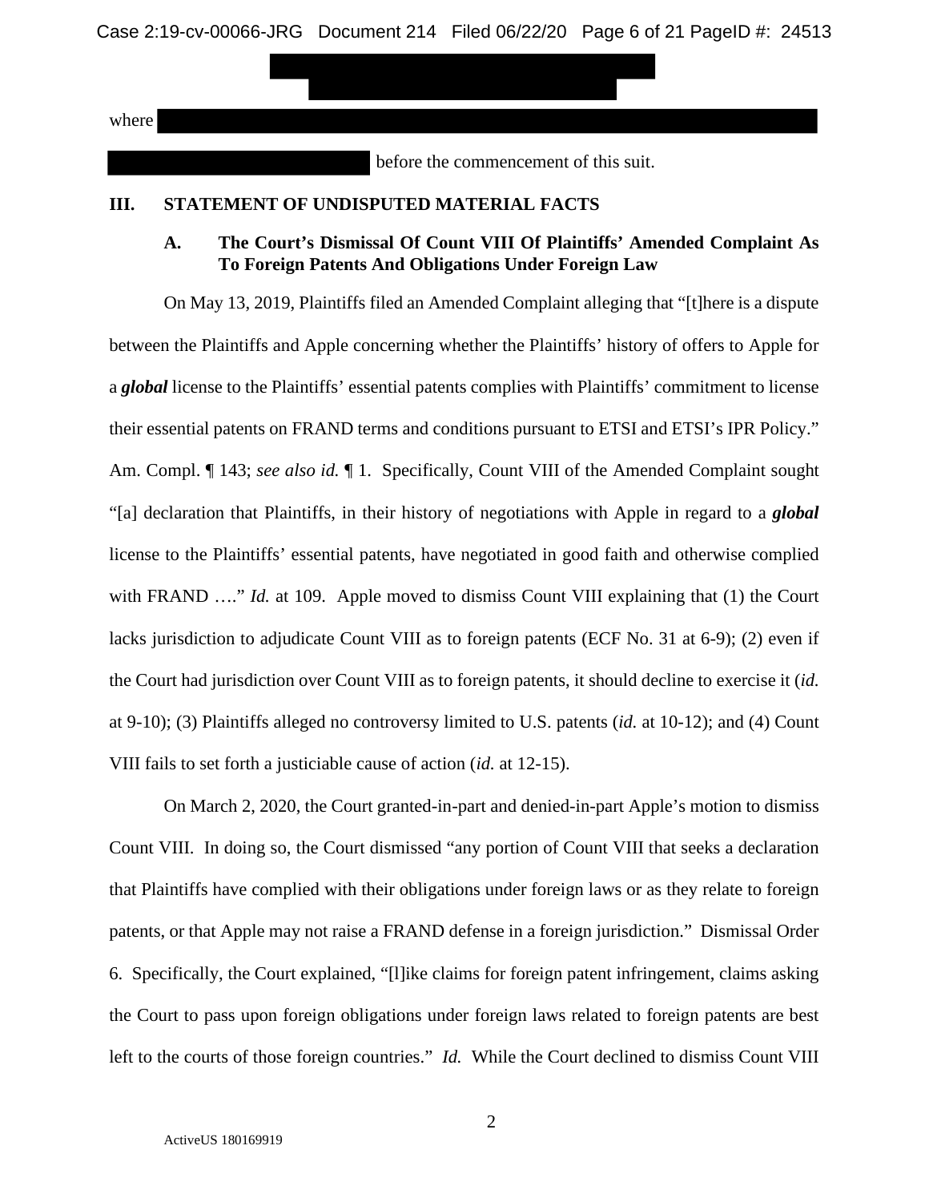where

before the commencement of this suit.

## III. STATEMENT OF UNDISPUTED MATERIAL FACTS

### A. The Court's Dismissal Of Count VIII Of Plaintiffs' Amended Complaint As To Foreign Patents And Obligations Under Foreign Law

On May 13, 2019, Plaintiffs filed an Amended Complaint alleging that "[t]here is a dispute between the Plaintiffs and Apple concerning whether the Plaintiffs' history of offers to Apple for a ***global*** license to the Plaintiffs' essential patents complies with Plaintiffs' commitment to license their essential patents on FRAND terms and conditions pursuant to ETSI and ETSI's IPR Policy." Am. Compl. ¶ 143; *see also id.* ¶ 1. Specifically, Count VIII of the Amended Complaint sought "[a] declaration that Plaintiffs, in their history of negotiations with Apple in regard to a ***global*** license to the Plaintiffs' essential patents, have negotiated in good faith and otherwise complied with FRAND …." *Id.* at 109. Apple moved to dismiss Count VIII explaining that (1) the Court lacks jurisdiction to adjudicate Count VIII as to foreign patents (ECF No. 31 at 6-9); (2) even if the Court had jurisdiction over Count VIII as to foreign patents, it should decline to exercise it (*id.* at 9-10); (3) Plaintiffs alleged no controversy limited to U.S. patents (*id.* at 10-12); and (4) Count VIII fails to set forth a justiciable cause of action (*id.* at 12-15).

On March 2, 2020, the Court granted-in-part and denied-in-part Apple's motion to dismiss Count VIII. In doing so, the Court dismissed "any portion of Count VIII that seeks a declaration that Plaintiffs have complied with their obligations under foreign laws or as they relate to foreign patents, or that Apple may not raise a FRAND defense in a foreign jurisdiction." Dismissal Order 6. Specifically, the Court explained, "[l]ike claims for foreign patent infringement, claims asking the Court to pass upon foreign obligations under foreign laws related to foreign patents are best left to the courts of those foreign countries." *Id.* While the Court declined to dismiss Count VIII

ActiveUS 180169919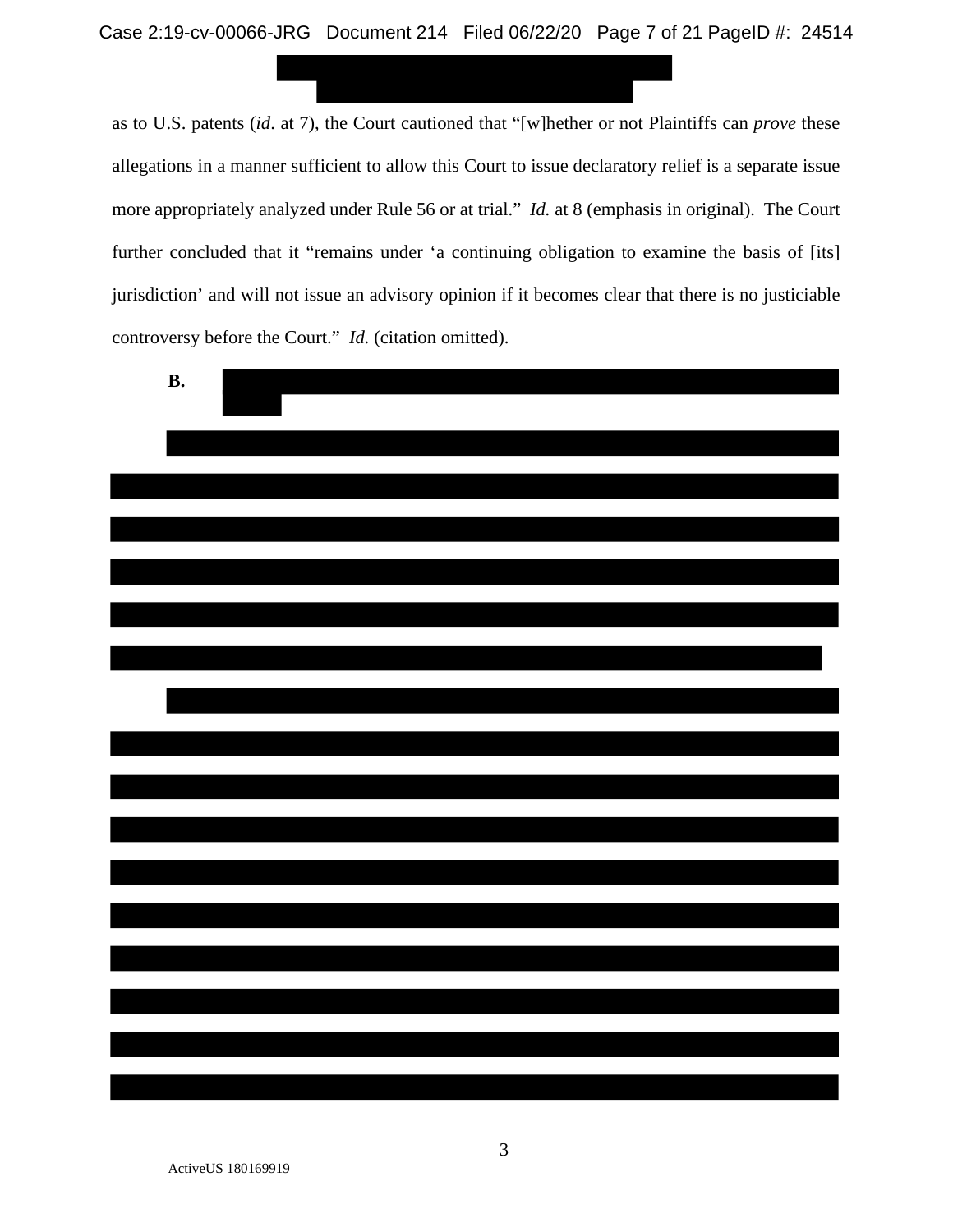as to U.S. patents (*id*. at 7), the Court cautioned that "[w]hether or not Plaintiffs can *prove* these allegations in a manner sufficient to allow this Court to issue declaratory relief is a separate issue more appropriately analyzed under Rule 56 or at trial." *Id.* at 8 (emphasis in original). The Court further concluded that it "remains under 'a continuing obligation to examine the basis of [its] jurisdiction' and will not issue an advisory opinion if it becomes clear that there is no justiciable controversy before the Court." *Id.* (citation omitted).

**B.**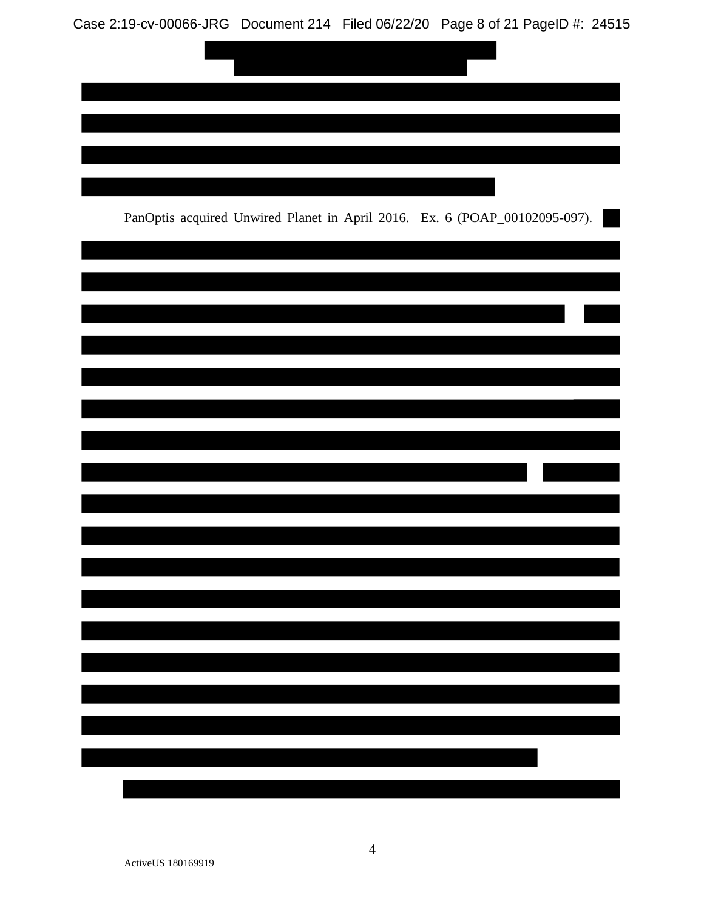PanOptis acquired Unwired Planet in April 2016. Ex. 6 (POAP_00102095-097).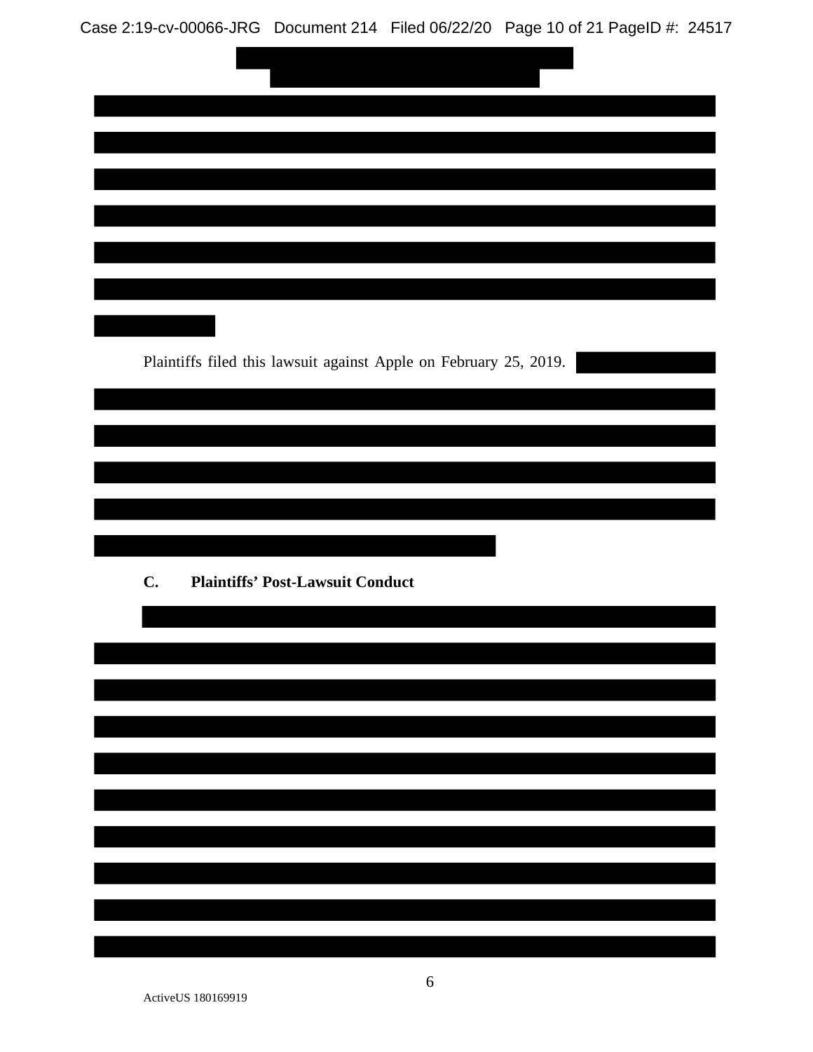Plaintiffs filed this lawsuit against Apple on February 25, 2019.

**C. Plaintiffs' Post-Lawsuit Conduct**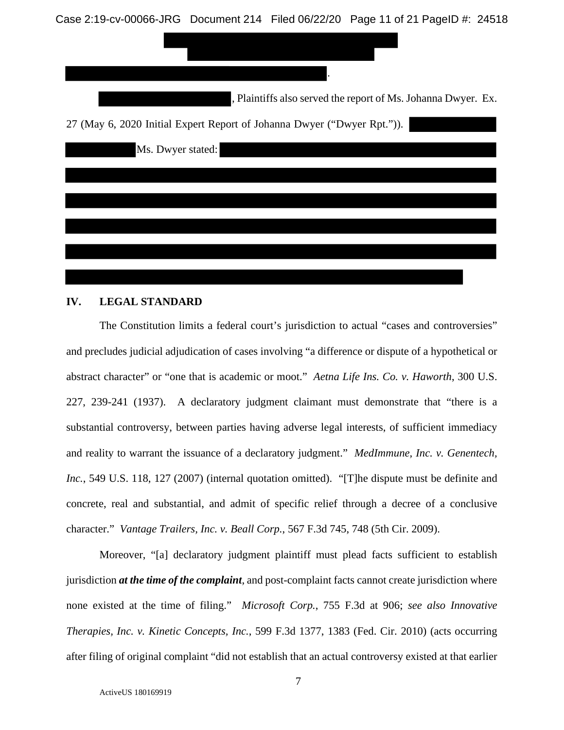.

, Plaintiffs also served the report of Ms. Johanna Dwyer. Ex. 27 (May 6, 2020 Initial Expert Report of Johanna Dwyer ("Dwyer Rpt.")).

Ms. Dwyer stated:

## IV. LEGAL STANDARD

The Constitution limits a federal court's jurisdiction to actual "cases and controversies" and precludes judicial adjudication of cases involving "a difference or dispute of a hypothetical or abstract character" or "one that is academic or moot." *Aetna Life Ins. Co. v. Haworth*, 300 U.S. 227, 239-241 (1937). A declaratory judgment claimant must demonstrate that "there is a substantial controversy, between parties having adverse legal interests, of sufficient immediacy and reality to warrant the issuance of a declaratory judgment." *MedImmune, Inc. v. Genentech, Inc.*, 549 U.S. 118, 127 (2007) (internal quotation omitted). "[T]he dispute must be definite and concrete, real and substantial, and admit of specific relief through a decree of a conclusive character." *Vantage Trailers, Inc. v. Beall Corp.*, 567 F.3d 745, 748 (5th Cir. 2009).

Moreover, "[a] declaratory judgment plaintiff must plead facts sufficient to establish jurisdiction ***at the time of the complaint***, and post-complaint facts cannot create jurisdiction where none existed at the time of filing." *Microsoft Corp.*, 755 F.3d at 906; *see also Innovative Therapies, Inc. v. Kinetic Concepts, Inc.*, 599 F.3d 1377, 1383 (Fed. Cir. 2010) (acts occurring after filing of original complaint "did not establish that an actual controversy existed at that earlier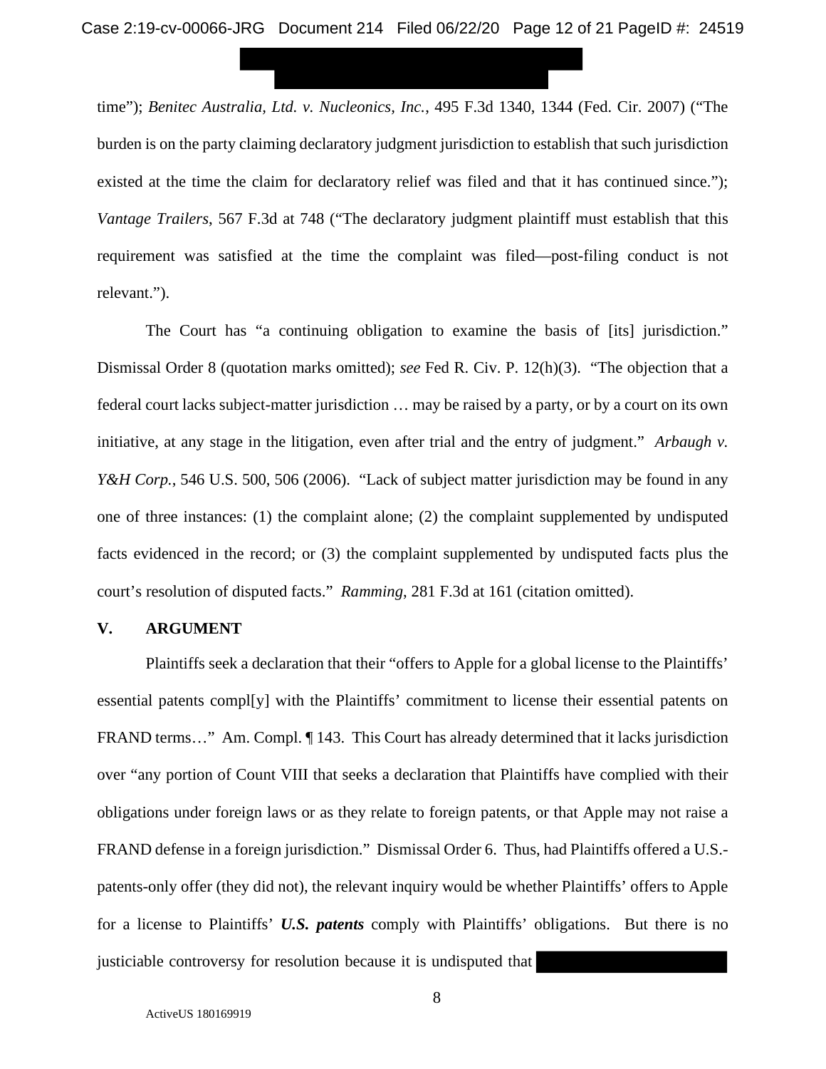time"); *Benitec Australia, Ltd. v. Nucleonics, Inc.*, 495 F.3d 1340, 1344 (Fed. Cir. 2007) ("The burden is on the party claiming declaratory judgment jurisdiction to establish that such jurisdiction existed at the time the claim for declaratory relief was filed and that it has continued since."); *Vantage Trailers*, 567 F.3d at 748 ("The declaratory judgment plaintiff must establish that this requirement was satisfied at the time the complaint was filed—post-filing conduct is not relevant.").

The Court has "a continuing obligation to examine the basis of [its] jurisdiction." Dismissal Order 8 (quotation marks omitted); *see* Fed R. Civ. P. 12(h)(3). "The objection that a federal court lacks subject-matter jurisdiction … may be raised by a party, or by a court on its own initiative, at any stage in the litigation, even after trial and the entry of judgment." *Arbaugh v. Y&H Corp.*, 546 U.S. 500, 506 (2006). "Lack of subject matter jurisdiction may be found in any one of three instances: (1) the complaint alone; (2) the complaint supplemented by undisputed facts evidenced in the record; or (3) the complaint supplemented by undisputed facts plus the court's resolution of disputed facts." *Ramming*, 281 F.3d at 161 (citation omitted).

## V. ARGUMENT

Plaintiffs seek a declaration that their "offers to Apple for a global license to the Plaintiffs' essential patents compl[y] with the Plaintiffs' commitment to license their essential patents on FRAND terms…" Am. Compl. ¶ 143. This Court has already determined that it lacks jurisdiction over "any portion of Count VIII that seeks a declaration that Plaintiffs have complied with their obligations under foreign laws or as they relate to foreign patents, or that Apple may not raise a FRAND defense in a foreign jurisdiction." Dismissal Order 6. Thus, had Plaintiffs offered a U.S.-patents-only offer (they did not), the relevant inquiry would be whether Plaintiffs' offers to Apple for a license to Plaintiffs' ***U.S. patents*** comply with Plaintiffs' obligations. But there is no justiciable controversy for resolution because it is undisputed that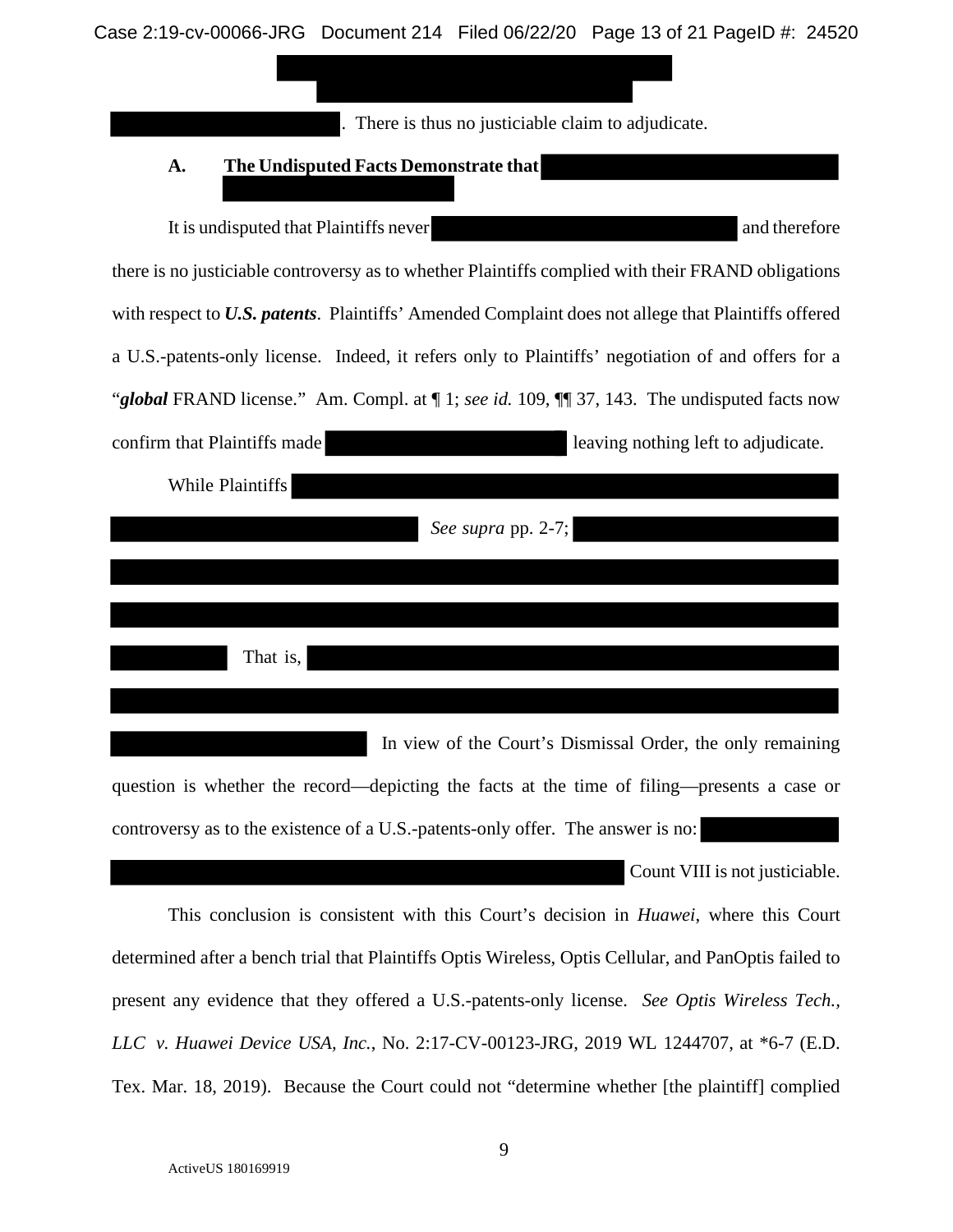. There is thus no justiciable claim to adjudicate.

### A. The Undisputed Facts Demonstrate that

It is undisputed that Plaintiffs never and therefore there is no justiciable controversy as to whether Plaintiffs complied with their FRAND obligations with respect to ***U.S. patents***. Plaintiffs' Amended Complaint does not allege that Plaintiffs offered a U.S.-patents-only license. Indeed, it refers only to Plaintiffs' negotiation of and offers for a "***global*** FRAND license." Am. Compl. at ¶ 1; *see id.* 109, ¶¶ 37, 143. The undisputed facts now confirm that Plaintiffs made leaving nothing left to adjudicate.

While Plaintiffs *See supra* pp. 2-7; That is, In view of the Court's Dismissal Order, the only remaining question is whether the record—depicting the facts at the time of filing—presents a case or controversy as to the existence of a U.S.-patents-only offer. The answer is no: Count VIII is not justiciable.

This conclusion is consistent with this Court's decision in *Huawei*, where this Court determined after a bench trial that Plaintiffs Optis Wireless, Optis Cellular, and PanOptis failed to present any evidence that they offered a U.S.-patents-only license. *See Optis Wireless Tech., LLC v. Huawei Device USA, Inc.*, No. 2:17-CV-00123-JRG, 2019 WL 1244707, at *6-7 (E.D. Tex. Mar. 18, 2019). Because the Court could not "determine whether [the plaintiff] complied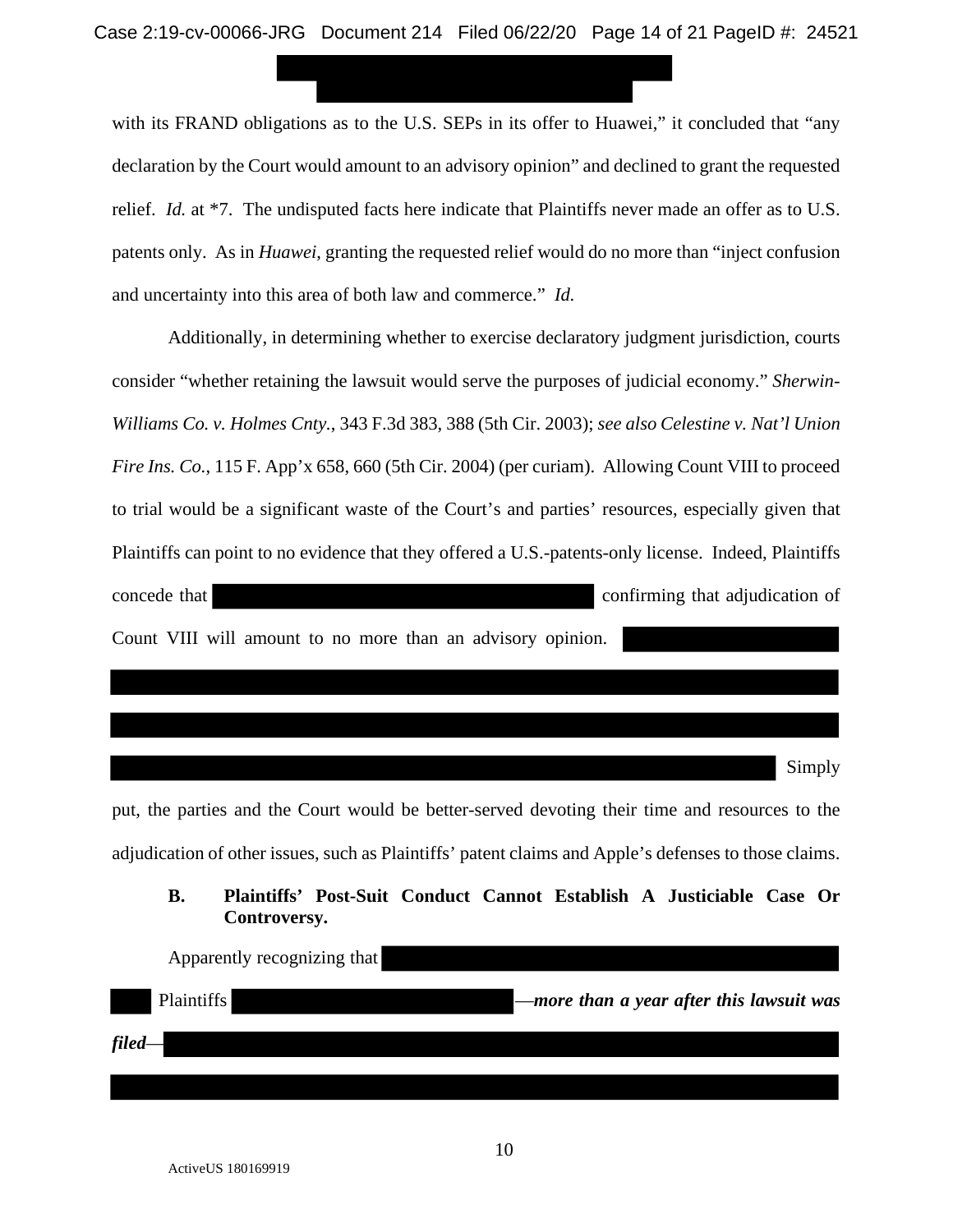with its FRAND obligations as to the U.S. SEPs in its offer to Huawei," it concluded that "any declaration by the Court would amount to an advisory opinion" and declined to grant the requested relief. *Id.* at *7. The undisputed facts here indicate that Plaintiffs never made an offer as to U.S. patents only. As in *Huawei*, granting the requested relief would do no more than "inject confusion and uncertainty into this area of both law and commerce." *Id.*

Additionally, in determining whether to exercise declaratory judgment jurisdiction, courts consider "whether retaining the lawsuit would serve the purposes of judicial economy." *Sherwin-Williams Co. v. Holmes Cnty.*, 343 F.3d 383, 388 (5th Cir. 2003); *see also Celestine v. Nat'l Union Fire Ins. Co.*, 115 F. App'x 658, 660 (5th Cir. 2004) (per curiam). Allowing Count VIII to proceed to trial would be a significant waste of the Court's and parties' resources, especially given that Plaintiffs can point to no evidence that they offered a U.S.-patents-only license. Indeed, Plaintiffs concede that [REDACTED] confirming that adjudication of Count VIII will amount to no more than an advisory opinion. [REDACTED] Simply put, the parties and the Court would be better-served devoting their time and resources to the adjudication of other issues, such as Plaintiffs' patent claims and Apple's defenses to those claims.

### B. Plaintiffs' Post-Suit Conduct Cannot Establish A Justiciable Case Or Controversy.

Apparently recognizing that [REDACTED] Plaintiffs [REDACTED]—***more than a year after this lawsuit was filed***—[REDACTED]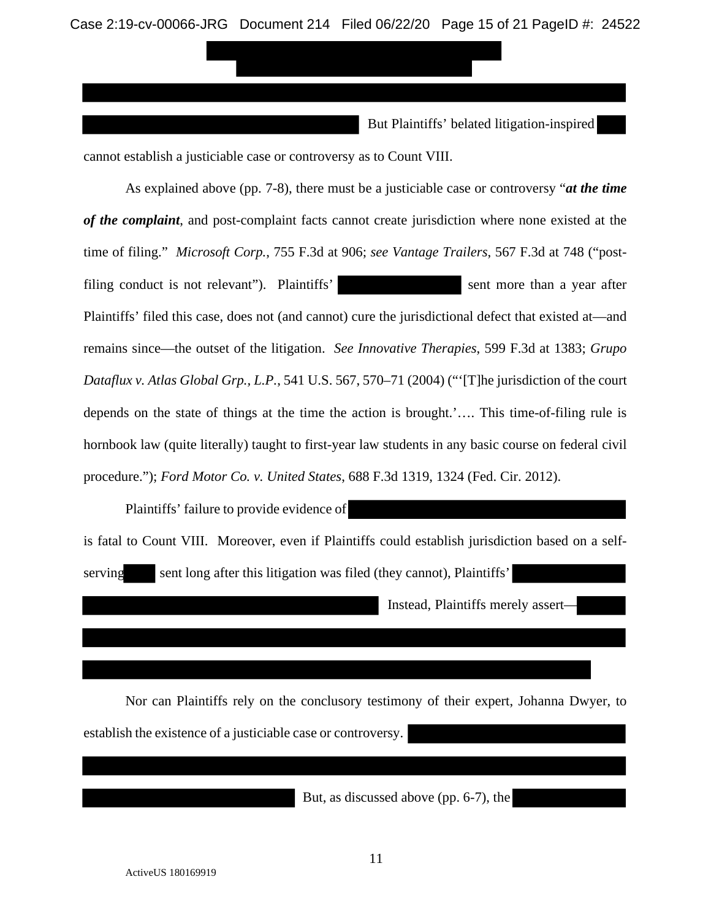But Plaintiffs' belated litigation-inspired cannot establish a justiciable case or controversy as to Count VIII.

As explained above (pp. 7-8), there must be a justiciable case or controversy "***at the time of the complaint***, and post-complaint facts cannot create jurisdiction where none existed at the time of filing." *Microsoft Corp.*, 755 F.3d at 906; *see Vantage Trailers*, 567 F.3d at 748 ("post-filing conduct is not relevant"). Plaintiffs' sent more than a year after Plaintiffs' filed this case, does not (and cannot) cure the jurisdictional defect that existed at—and remains since—the outset of the litigation. *See Innovative Therapies*, 599 F.3d at 1383; *Grupo Dataflux v. Atlas Global Grp., L.P.*, 541 U.S. 567, 570–71 (2004) ("'[T]he jurisdiction of the court depends on the state of things at the time the action is brought.'…. This time-of-filing rule is hornbook law (quite literally) taught to first-year law students in any basic course on federal civil procedure."); *Ford Motor Co. v. United States*, 688 F.3d 1319, 1324 (Fed. Cir. 2012).

Plaintiffs' failure to provide evidence of is fatal to Count VIII. Moreover, even if Plaintiffs could establish jurisdiction based on a self-serving sent long after this litigation was filed (they cannot), Plaintiffs' Instead, Plaintiffs merely assert—

Nor can Plaintiffs rely on the conclusory testimony of their expert, Johanna Dwyer, to establish the existence of a justiciable case or controversy. But, as discussed above (pp. 6-7), the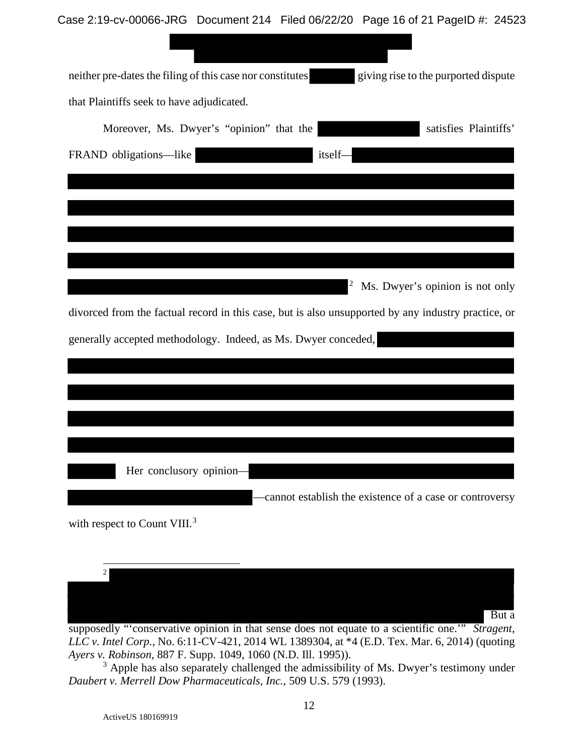neither pre-dates the filing of this case nor constitutes [REDACTED] giving rise to the purported dispute that Plaintiffs seek to have adjudicated.

Moreover, Ms. Dwyer's "opinion" that the [REDACTED] satisfies Plaintiffs' FRAND obligations—like [REDACTED] itself—[REDACTED][2] Ms. Dwyer's opinion is not only divorced from the factual record in this case, but is also unsupported by any industry practice, or generally accepted methodology. Indeed, as Ms. Dwyer conceded, [REDACTED] Her conclusory opinion—[REDACTED]—cannot establish the existence of a case or controversy with respect to Count VIII.[3]

---

[2] [REDACTED] But a supposedly "'conservative opinion in that sense does not equate to a scientific one.'" *Stragent, LLC v. Intel Corp.*, No. 6:11-CV-421, 2014 WL 1389304, at *4 (E.D. Tex. Mar. 6, 2014) (quoting *Ayers v. Robinson*, 887 F. Supp. 1049, 1060 (N.D. Ill. 1995)).

[3] Apple has also separately challenged the admissibility of Ms. Dwyer's testimony under *Daubert v. Merrell Dow Pharmaceuticals, Inc.*, 509 U.S. 579 (1993).

ActiveUS 180169919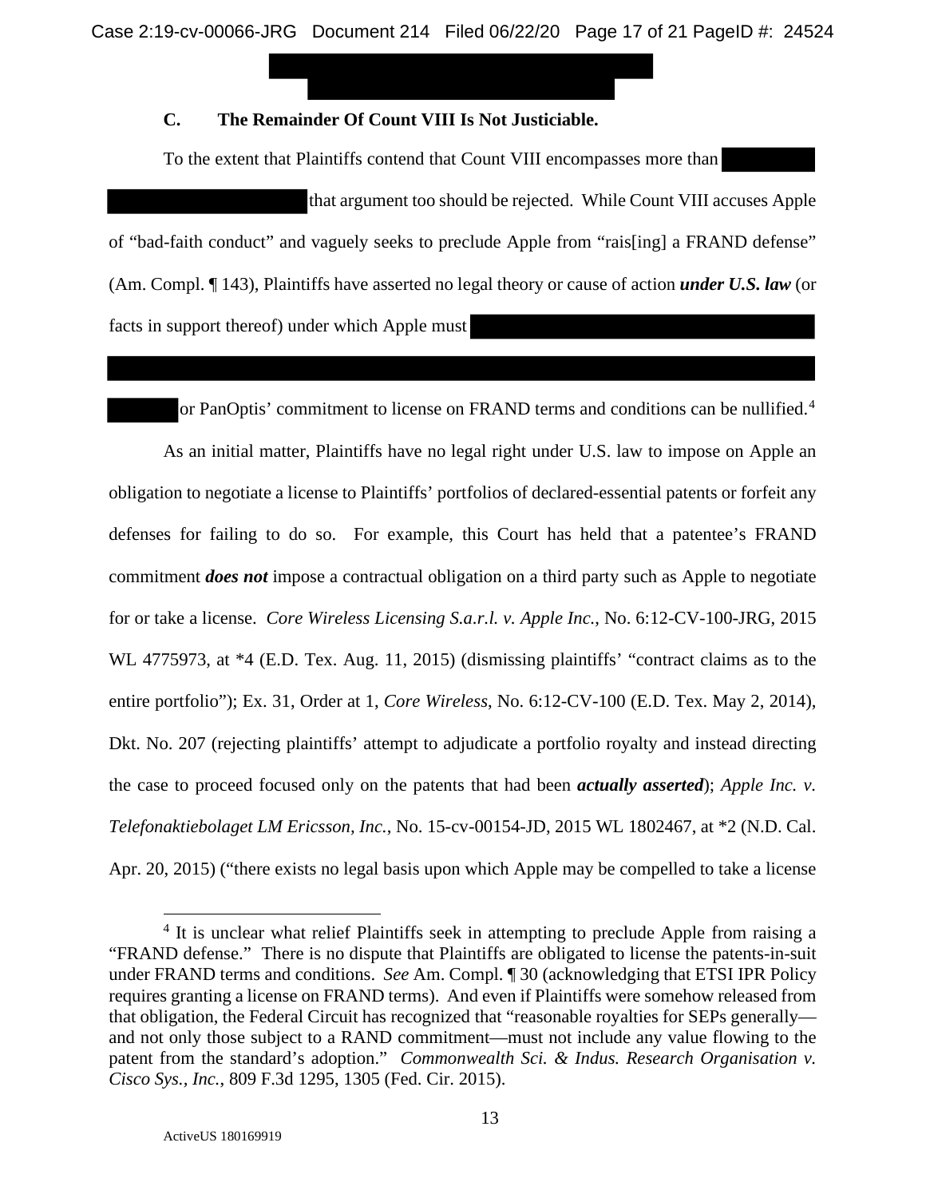### C. The Remainder Of Count VIII Is Not Justiciable.

To the extent that Plaintiffs contend that Count VIII encompasses more than [REDACTED] that argument too should be rejected. While Count VIII accuses Apple of "bad-faith conduct" and vaguely seeks to preclude Apple from "rais[ing] a FRAND defense" (Am. Compl. ¶ 143), Plaintiffs have asserted no legal theory or cause of action ***under U.S. law*** (or facts in support thereof) under which Apple must [REDACTED] or PanOptis' commitment to license on FRAND terms and conditions can be nullified.[4]

As an initial matter, Plaintiffs have no legal right under U.S. law to impose on Apple an obligation to negotiate a license to Plaintiffs' portfolios of declared-essential patents or forfeit any defenses for failing to do so. For example, this Court has held that a patentee's FRAND commitment ***does not*** impose a contractual obligation on a third party such as Apple to negotiate for or take a license. *Core Wireless Licensing S.a.r.l. v. Apple Inc.*, No. 6:12-CV-100-JRG, 2015 WL 4775973, at *4 (E.D. Tex. Aug. 11, 2015) (dismissing plaintiffs' "contract claims as to the entire portfolio"); Ex. 31, Order at 1, *Core Wireless*, No. 6:12-CV-100 (E.D. Tex. May 2, 2014), Dkt. No. 207 (rejecting plaintiffs' attempt to adjudicate a portfolio royalty and instead directing the case to proceed focused only on the patents that had been ***actually asserted***); *Apple Inc. v. Telefonaktiebolaget LM Ericsson, Inc.*, No. 15-cv-00154-JD, 2015 WL 1802467, at *2 (N.D. Cal. Apr. 20, 2015) ("there exists no legal basis upon which Apple may be compelled to take a license

---

[4] It is unclear what relief Plaintiffs seek in attempting to preclude Apple from raising a "FRAND defense." There is no dispute that Plaintiffs are obligated to license the patents-in-suit under FRAND terms and conditions. *See* Am. Compl. ¶ 30 (acknowledging that ETSI IPR Policy requires granting a license on FRAND terms). And even if Plaintiffs were somehow released from that obligation, the Federal Circuit has recognized that "reasonable royalties for SEPs generally—and not only those subject to a RAND commitment—must not include any value flowing to the patent from the standard's adoption." *Commonwealth Sci. & Indus. Research Organisation v. Cisco Sys., Inc.*, 809 F.3d 1295, 1305 (Fed. Cir. 2015).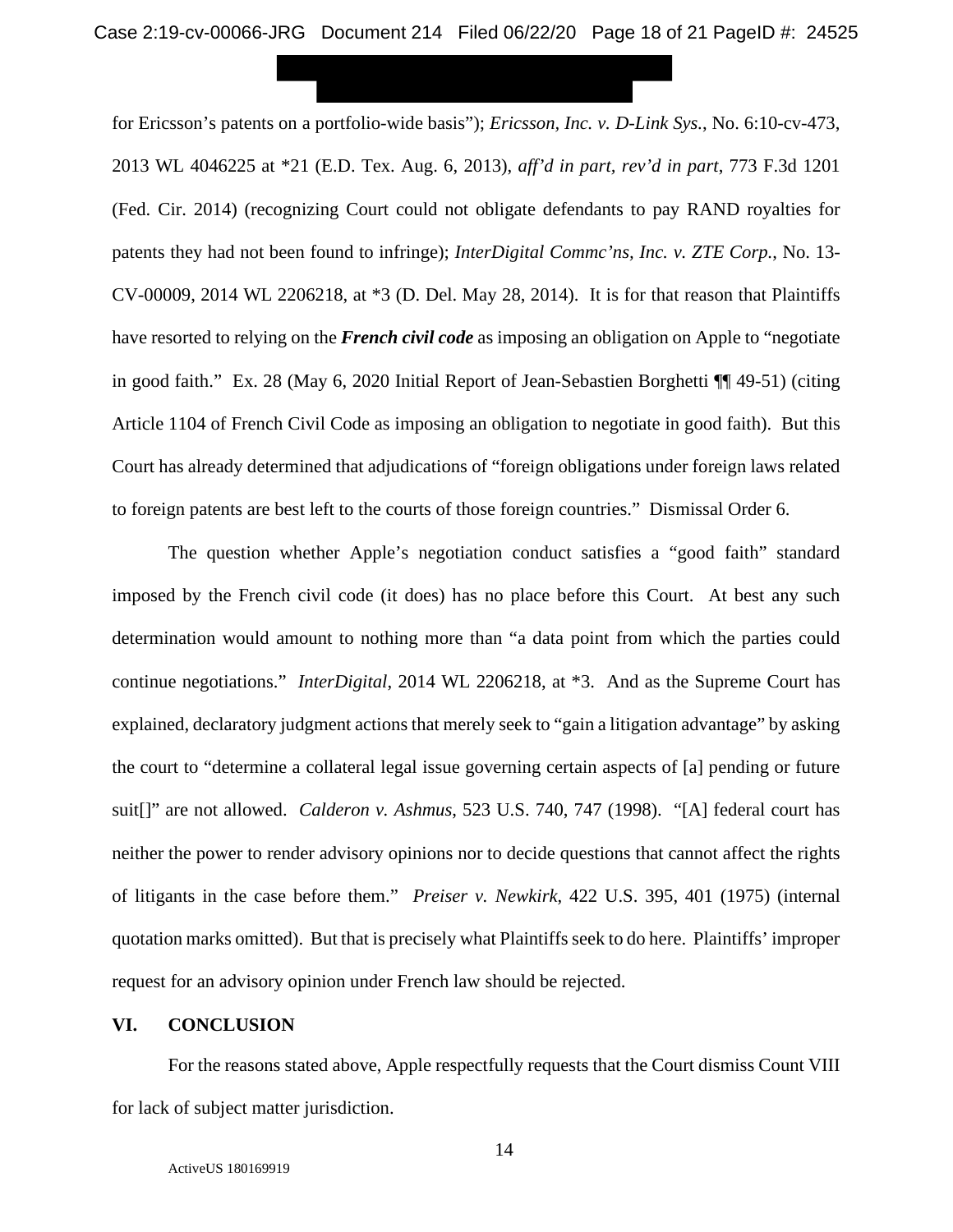for Ericsson's patents on a portfolio-wide basis"); *Ericsson, Inc. v. D-Link Sys.*, No. 6:10-cv-473, 2013 WL 4046225 at *21 (E.D. Tex. Aug. 6, 2013), *aff'd in part, rev'd in part*, 773 F.3d 1201 (Fed. Cir. 2014) (recognizing Court could not obligate defendants to pay RAND royalties for patents they had not been found to infringe); *InterDigital Commc'ns, Inc. v. ZTE Corp.*, No. 13-CV-00009, 2014 WL 2206218, at *3 (D. Del. May 28, 2014). It is for that reason that Plaintiffs have resorted to relying on the ***French civil code*** as imposing an obligation on Apple to "negotiate in good faith." Ex. 28 (May 6, 2020 Initial Report of Jean-Sebastien Borghetti ¶¶ 49-51) (citing Article 1104 of French Civil Code as imposing an obligation to negotiate in good faith). But this Court has already determined that adjudications of "foreign obligations under foreign laws related to foreign patents are best left to the courts of those foreign countries." Dismissal Order 6.

The question whether Apple's negotiation conduct satisfies a "good faith" standard imposed by the French civil code (it does) has no place before this Court. At best any such determination would amount to nothing more than "a data point from which the parties could continue negotiations." *InterDigital*, 2014 WL 2206218, at *3. And as the Supreme Court has explained, declaratory judgment actions that merely seek to "gain a litigation advantage" by asking the court to "determine a collateral legal issue governing certain aspects of [a] pending or future suit[]" are not allowed. *Calderon v. Ashmus*, 523 U.S. 740, 747 (1998). "[A] federal court has neither the power to render advisory opinions nor to decide questions that cannot affect the rights of litigants in the case before them." *Preiser v. Newkirk*, 422 U.S. 395, 401 (1975) (internal quotation marks omitted). But that is precisely what Plaintiffs seek to do here. Plaintiffs' improper request for an advisory opinion under French law should be rejected.

## VI. CONCLUSION

For the reasons stated above, Apple respectfully requests that the Court dismiss Count VIII for lack of subject matter jurisdiction.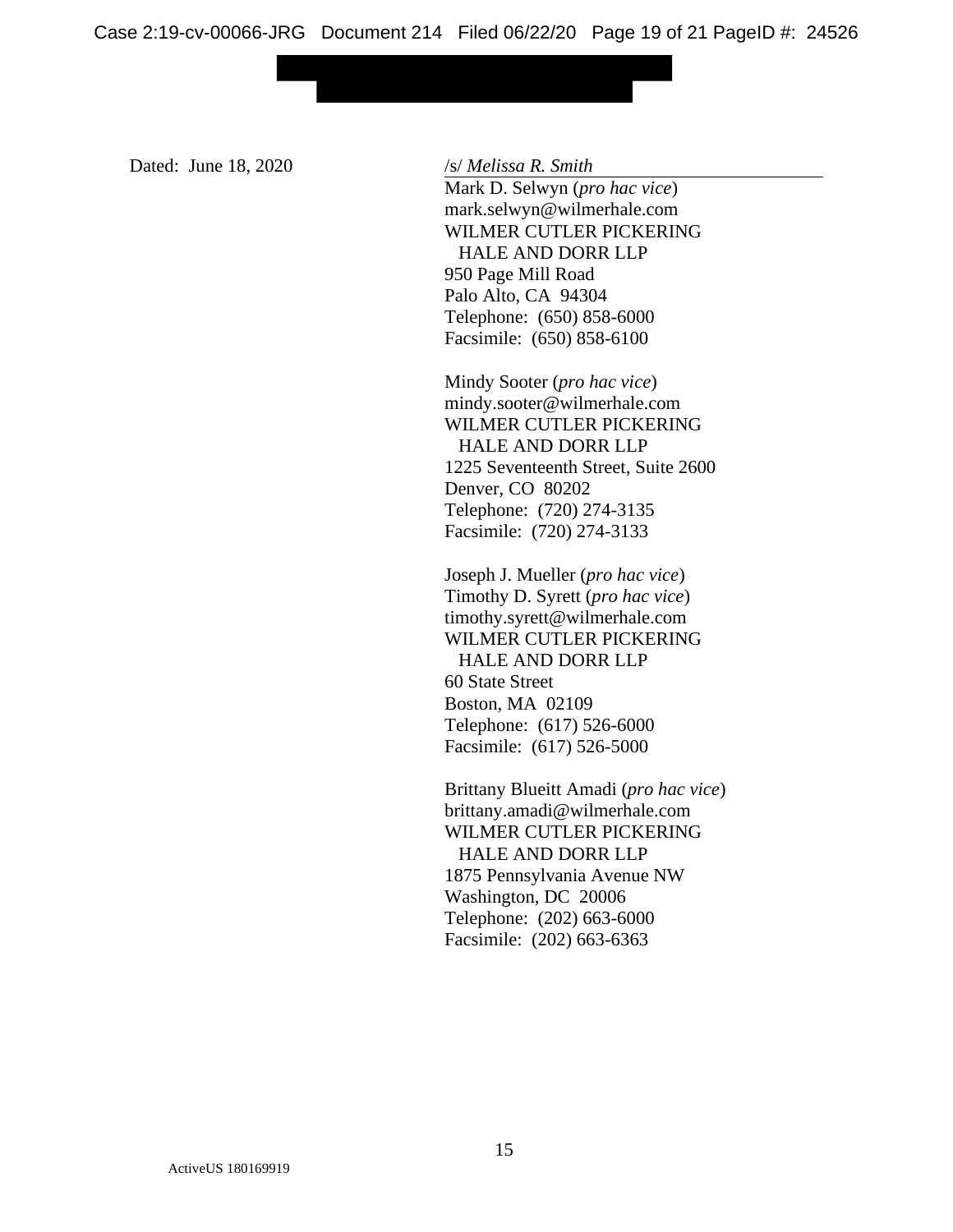Dated: June 18, 2020

/s/ *Melissa R. Smith*

Mark D. Selwyn (*pro hac vice*)
mark.selwyn@wilmerhale.com
WILMER CUTLER PICKERING
HALE AND DORR LLP
950 Page Mill Road
Palo Alto, CA 94304
Telephone: (650) 858-6000
Facsimile: (650) 858-6100

Mindy Sooter (*pro hac vice*)
mindy.sooter@wilmerhale.com
WILMER CUTLER PICKERING
HALE AND DORR LLP
1225 Seventeenth Street, Suite 2600
Denver, CO 80202
Telephone: (720) 274-3135
Facsimile: (720) 274-3133

Joseph J. Mueller (*pro hac vice*)
Timothy D. Syrett (*pro hac vice*)
timothy.syrett@wilmerhale.com
WILMER CUTLER PICKERING
HALE AND DORR LLP
60 State Street
Boston, MA 02109
Telephone: (617) 526-6000
Facsimile: (617) 526-5000

Brittany Blueitt Amadi (*pro hac vice*)
brittany.amadi@wilmerhale.com
WILMER CUTLER PICKERING
HALE AND DORR LLP
1875 Pennsylvania Avenue NW
Washington, DC 20006
Telephone: (202) 663-6000
Facsimile: (202) 663-6363

ActiveUS 180169919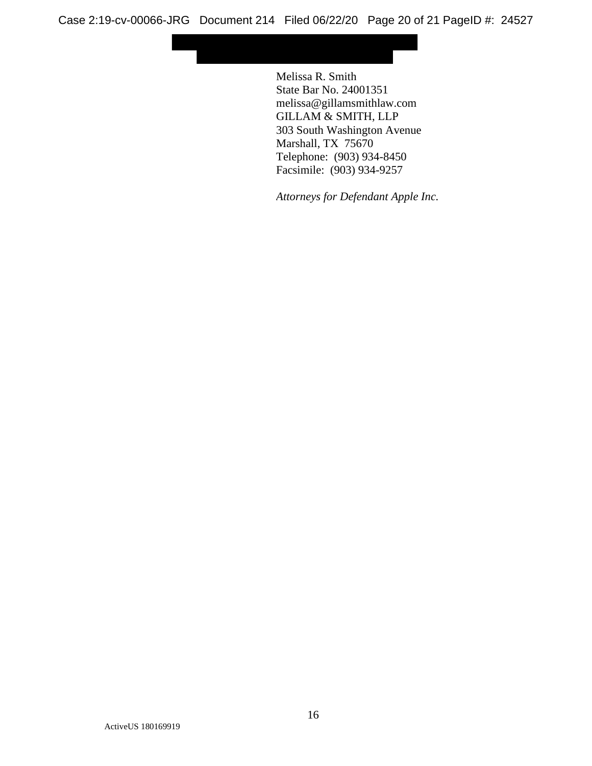Melissa R. Smith  
State Bar No. 24001351  
melissa@gillamsmithlaw.com  
GILLAM & SMITH, LLP  
303 South Washington Avenue  
Marshall, TX 75670  
Telephone: (903) 934-8450  
Facsimile: (903) 934-9257

*Attorneys for Defendant Apple Inc.*

ActiveUS 180169919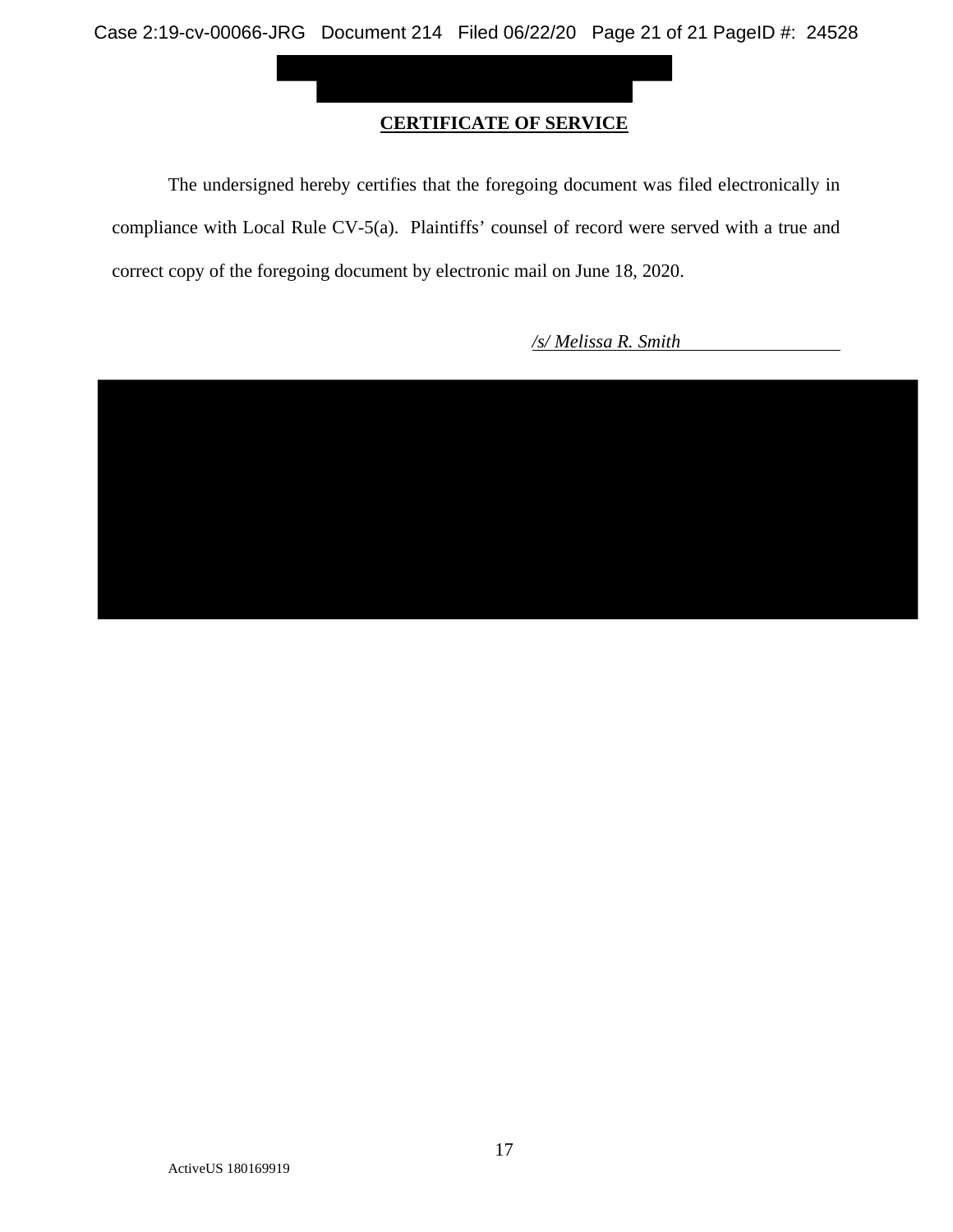**CERTIFICATE OF SERVICE**

The undersigned hereby certifies that the foregoing document was filed electronically in compliance with Local Rule CV-5(a). Plaintiffs' counsel of record were served with a true and correct copy of the foregoing document by electronic mail on June 18, 2020.

*/s/ Melissa R. Smith*

ActiveUS 180169919